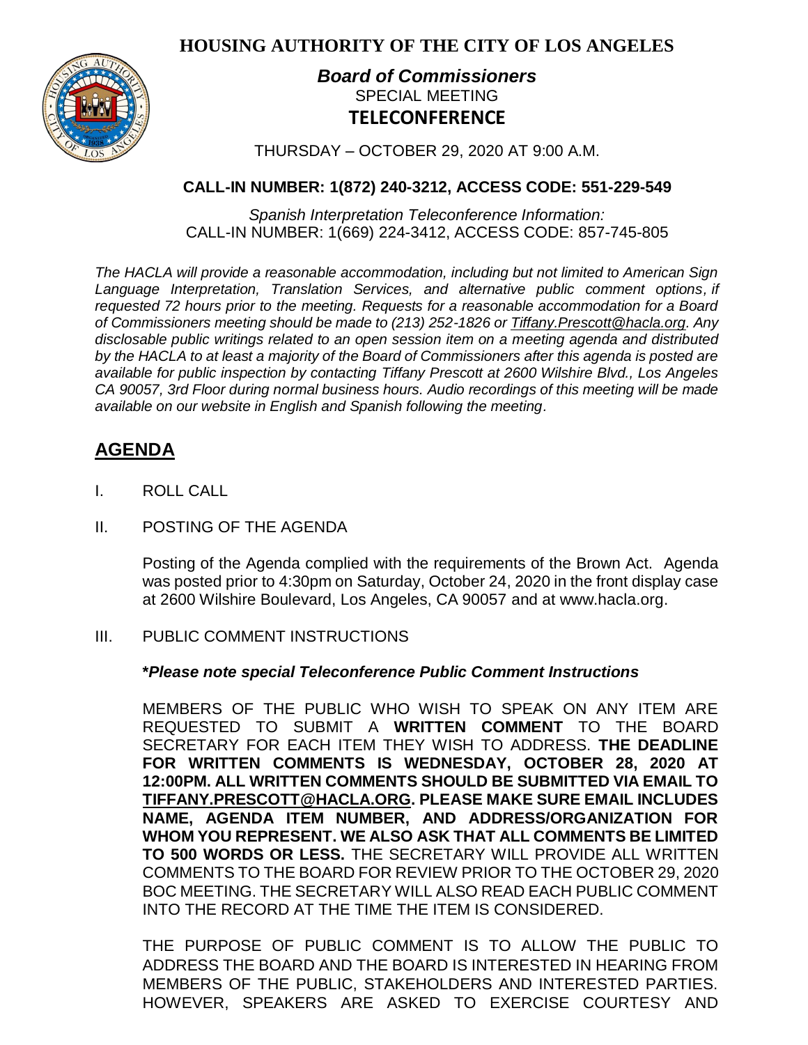# HOUSING AUTHORITY OF THE CITY OF LOS ANGELES

## *Board of Commissioners*

SPECIAL MEETING

**TELECONFERENCE**

THURSDAY – OCTOBER 29, 2020 AT 9:00 A.M.

**CALL-IN NUMBER: 1(872) 240-3212, ACCESS CODE: 551-229-549**

*Spanish Interpretation Teleconference Information:*
CALL-IN NUMBER: 1(669) 224-3412, ACCESS CODE: 857-745-805

*The HACLA will provide a reasonable accommodation, including but not limited to American Sign Language Interpretation, Translation Services, and alternative public comment options, if requested 72 hours prior to the meeting. Requests for a reasonable accommodation for a Board of Commissioners meeting should be made to (213) 252-1826 or Tiffany.Prescott@hacla.org. Any disclosable public writings related to an open session item on a meeting agenda and distributed by the HACLA to at least a majority of the Board of Commissioners after this agenda is posted are available for public inspection by contacting Tiffany Prescott at 2600 Wilshire Blvd., Los Angeles CA 90057, 3rd Floor during normal business hours. Audio recordings of this meeting will be made available on our website in English and Spanish following the meeting.*

## AGENDA

I. ROLL CALL

II. POSTING OF THE AGENDA

Posting of the Agenda complied with the requirements of the Brown Act. Agenda was posted prior to 4:30pm on Saturday, October 24, 2020 in the front display case at 2600 Wilshire Boulevard, Los Angeles, CA 90057 and at www.hacla.org.

III. PUBLIC COMMENT INSTRUCTIONS

***Please note special Teleconference Public Comment Instructions***

MEMBERS OF THE PUBLIC WHO WISH TO SPEAK ON ANY ITEM ARE REQUESTED TO SUBMIT A **WRITTEN COMMENT** TO THE BOARD SECRETARY FOR EACH ITEM THEY WISH TO ADDRESS. **THE DEADLINE FOR WRITTEN COMMENTS IS WEDNESDAY, OCTOBER 28, 2020 AT 12:00PM. ALL WRITTEN COMMENTS SHOULD BE SUBMITTED VIA EMAIL TO TIFFANY.PRESCOTT@HACLA.ORG. PLEASE MAKE SURE EMAIL INCLUDES NAME, AGENDA ITEM NUMBER, AND ADDRESS/ORGANIZATION FOR WHOM YOU REPRESENT. WE ALSO ASK THAT ALL COMMENTS BE LIMITED TO 500 WORDS OR LESS.** THE SECRETARY WILL PROVIDE ALL WRITTEN COMMENTS TO THE BOARD FOR REVIEW PRIOR TO THE OCTOBER 29, 2020 BOC MEETING. THE SECRETARY WILL ALSO READ EACH PUBLIC COMMENT INTO THE RECORD AT THE TIME THE ITEM IS CONSIDERED.

THE PURPOSE OF PUBLIC COMMENT IS TO ALLOW THE PUBLIC TO ADDRESS THE BOARD AND THE BOARD IS INTERESTED IN HEARING FROM MEMBERS OF THE PUBLIC, STAKEHOLDERS AND INTERESTED PARTIES. HOWEVER, SPEAKERS ARE ASKED TO EXERCISE COURTESY AND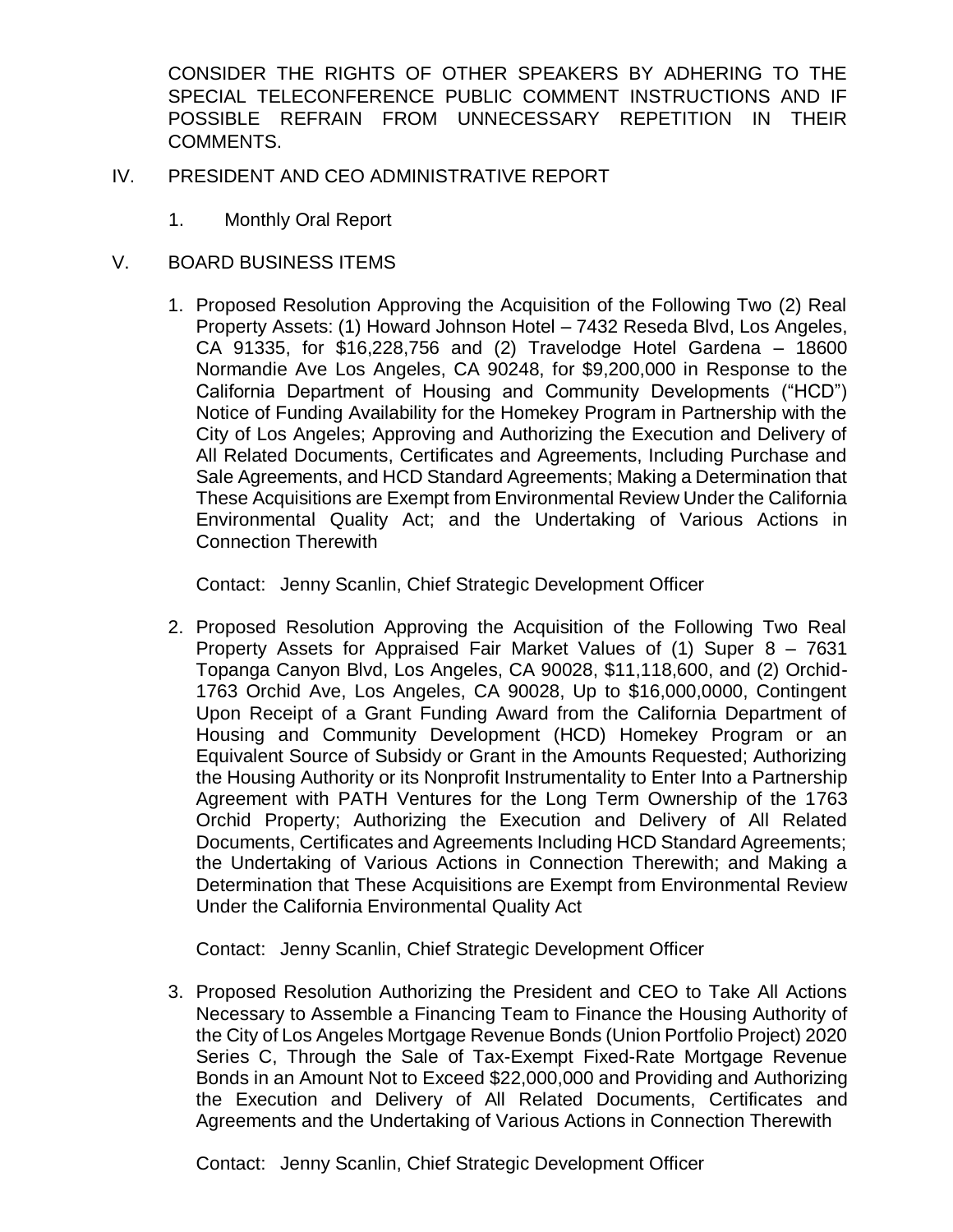CONSIDER THE RIGHTS OF OTHER SPEAKERS BY ADHERING TO THE SPECIAL TELECONFERENCE PUBLIC COMMENT INSTRUCTIONS AND IF POSSIBLE REFRAIN FROM UNNECESSARY REPETITION IN THEIR COMMENTS.

## IV. PRESIDENT AND CEO ADMINISTRATIVE REPORT

1. Monthly Oral Report

## V. BOARD BUSINESS ITEMS

1. Proposed Resolution Approving the Acquisition of the Following Two (2) Real Property Assets: (1) Howard Johnson Hotel – 7432 Reseda Blvd, Los Angeles, CA 91335, for $16,228,756 and (2) Travelodge Hotel Gardena – 18600 Normandie Ave Los Angeles, CA 90248, for $9,200,000 in Response to the California Department of Housing and Community Developments ("HCD") Notice of Funding Availability for the Homekey Program in Partnership with the City of Los Angeles; Approving and Authorizing the Execution and Delivery of All Related Documents, Certificates and Agreements, Including Purchase and Sale Agreements, and HCD Standard Agreements; Making a Determination that These Acquisitions are Exempt from Environmental Review Under the California Environmental Quality Act; and the Undertaking of Various Actions in Connection Therewith

   Contact: Jenny Scanlin, Chief Strategic Development Officer

2. Proposed Resolution Approving the Acquisition of the Following Two Real Property Assets for Appraised Fair Market Values of (1) Super 8 – 7631 Topanga Canyon Blvd, Los Angeles, CA 90028, $11,118,600, and (2) Orchid-1763 Orchid Ave, Los Angeles, CA 90028, Up to $16,000,0000, Contingent Upon Receipt of a Grant Funding Award from the California Department of Housing and Community Development (HCD) Homekey Program or an Equivalent Source of Subsidy or Grant in the Amounts Requested; Authorizing the Housing Authority or its Nonprofit Instrumentality to Enter Into a Partnership Agreement with PATH Ventures for the Long Term Ownership of the 1763 Orchid Property; Authorizing the Execution and Delivery of All Related Documents, Certificates and Agreements Including HCD Standard Agreements; the Undertaking of Various Actions in Connection Therewith; and Making a Determination that These Acquisitions are Exempt from Environmental Review Under the California Environmental Quality Act

   Contact: Jenny Scanlin, Chief Strategic Development Officer

3. Proposed Resolution Authorizing the President and CEO to Take All Actions Necessary to Assemble a Financing Team to Finance the Housing Authority of the City of Los Angeles Mortgage Revenue Bonds (Union Portfolio Project) 2020 Series C, Through the Sale of Tax-Exempt Fixed-Rate Mortgage Revenue Bonds in an Amount Not to Exceed $22,000,000 and Providing and Authorizing the Execution and Delivery of All Related Documents, Certificates and Agreements and the Undertaking of Various Actions in Connection Therewith

   Contact: Jenny Scanlin, Chief Strategic Development Officer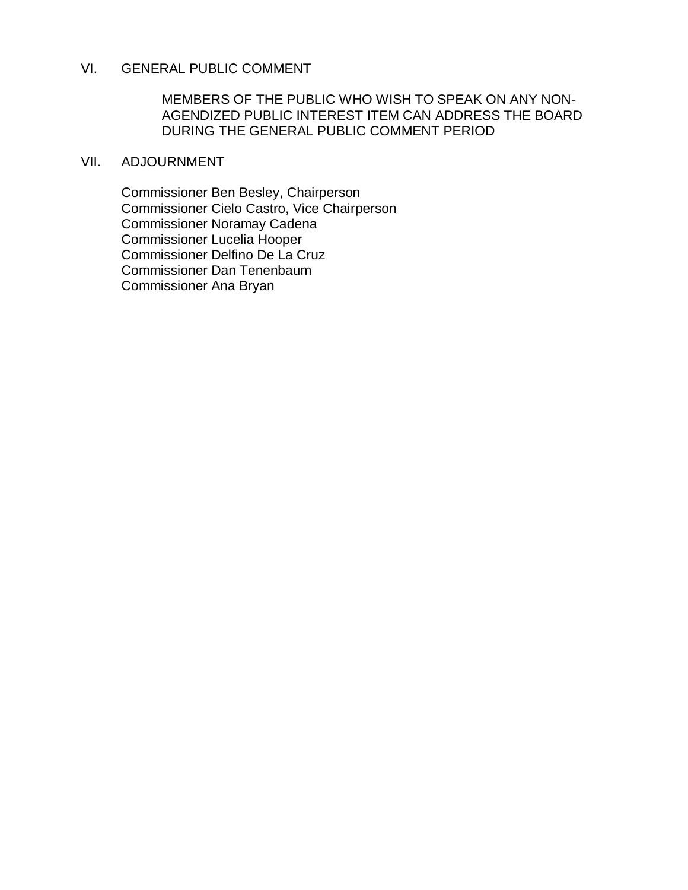## VI. GENERAL PUBLIC COMMENT

MEMBERS OF THE PUBLIC WHO WISH TO SPEAK ON ANY NON-AGENDIZED PUBLIC INTEREST ITEM CAN ADDRESS THE BOARD DURING THE GENERAL PUBLIC COMMENT PERIOD

## VII. ADJOURNMENT

Commissioner Ben Besley, Chairperson
Commissioner Cielo Castro, Vice Chairperson
Commissioner Noramay Cadena
Commissioner Lucelia Hooper
Commissioner Delfino De La Cruz
Commissioner Dan Tenenbaum
Commissioner Ana Bryan